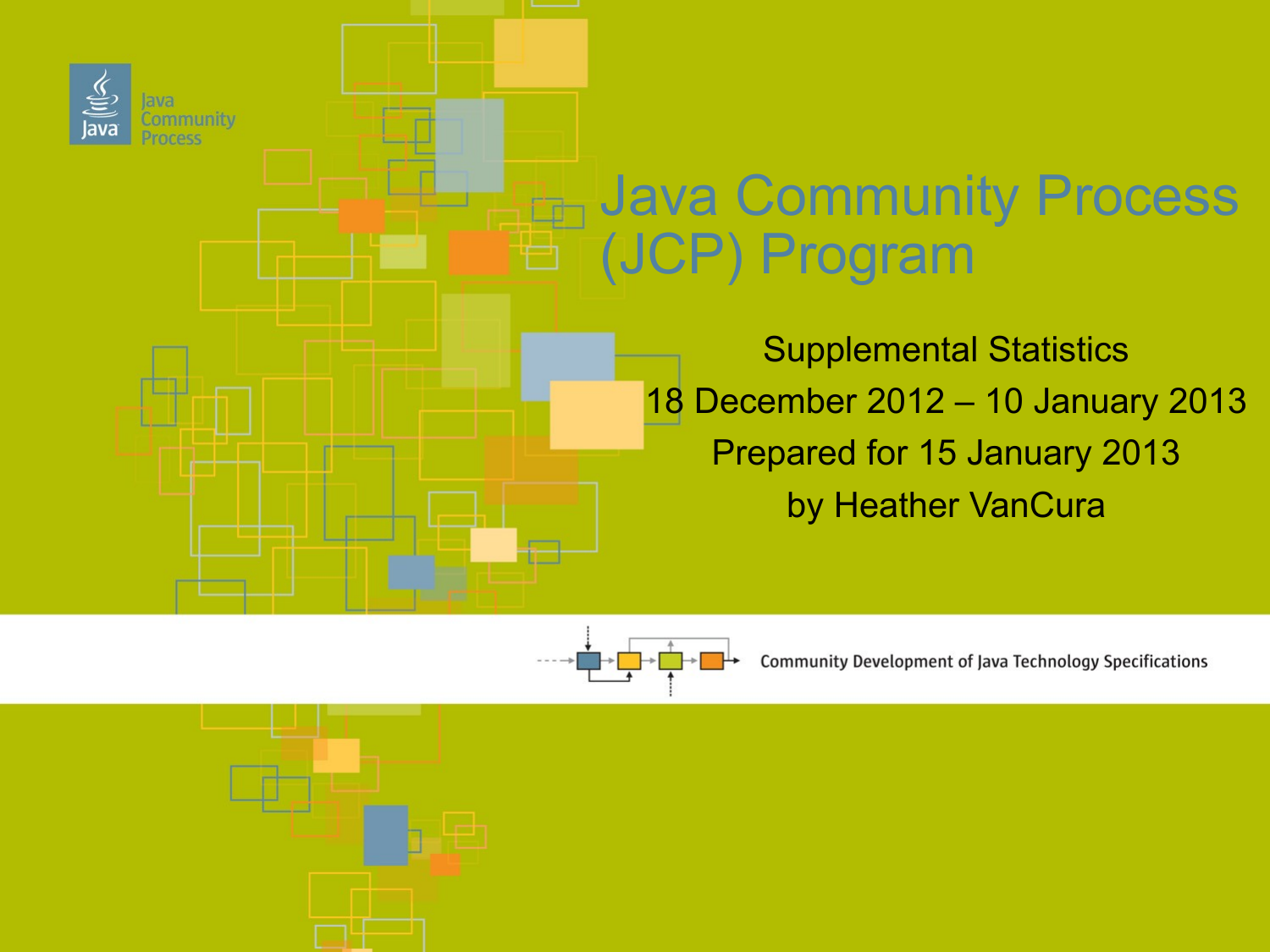Java Community Process

# Java Community Process (JCP) Program

Supplemental Statistics

18 December 2012 – 10 January 2013

Prepared for 15 January 2013

by Heather VanCura

Community Development of Java Technology Specifications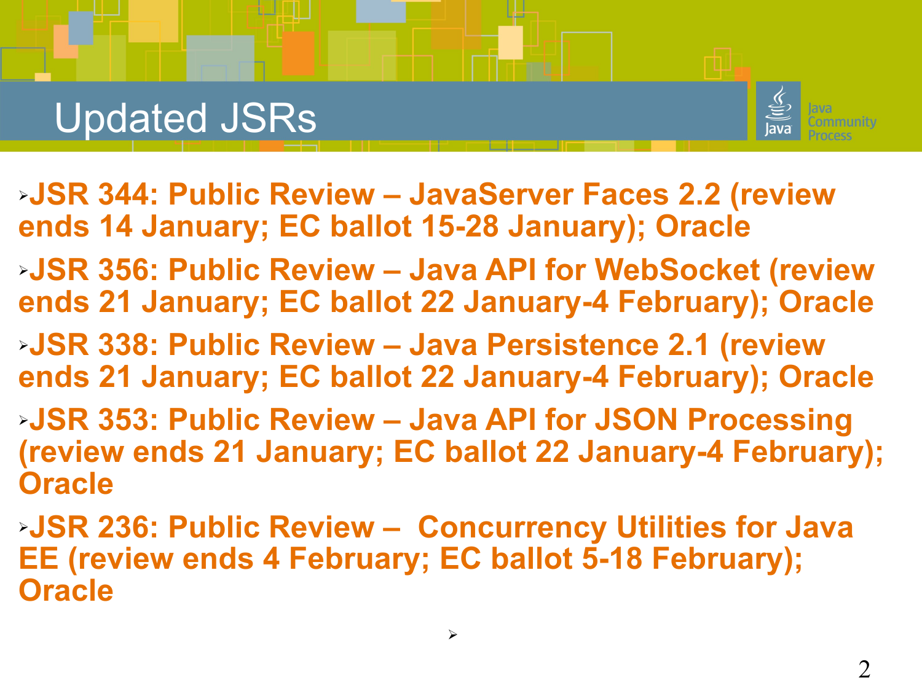# Updated JSRs

- **JSR 344: Public Review – JavaServer Faces 2.2 (review ends 14 January; EC ballot 15-28 January); Oracle**
- **JSR 356: Public Review – Java API for WebSocket (review ends 21 January; EC ballot 22 January-4 February); Oracle**
- **JSR 338: Public Review – Java Persistence 2.1 (review ends 21 January; EC ballot 22 January-4 February); Oracle**
- **JSR 353: Public Review – Java API for JSON Processing (review ends 21 January; EC ballot 22 January-4 February); Oracle**
- **JSR 236: Public Review – Concurrency Utilities for Java EE (review ends 4 February; EC ballot 5-18 February); Oracle**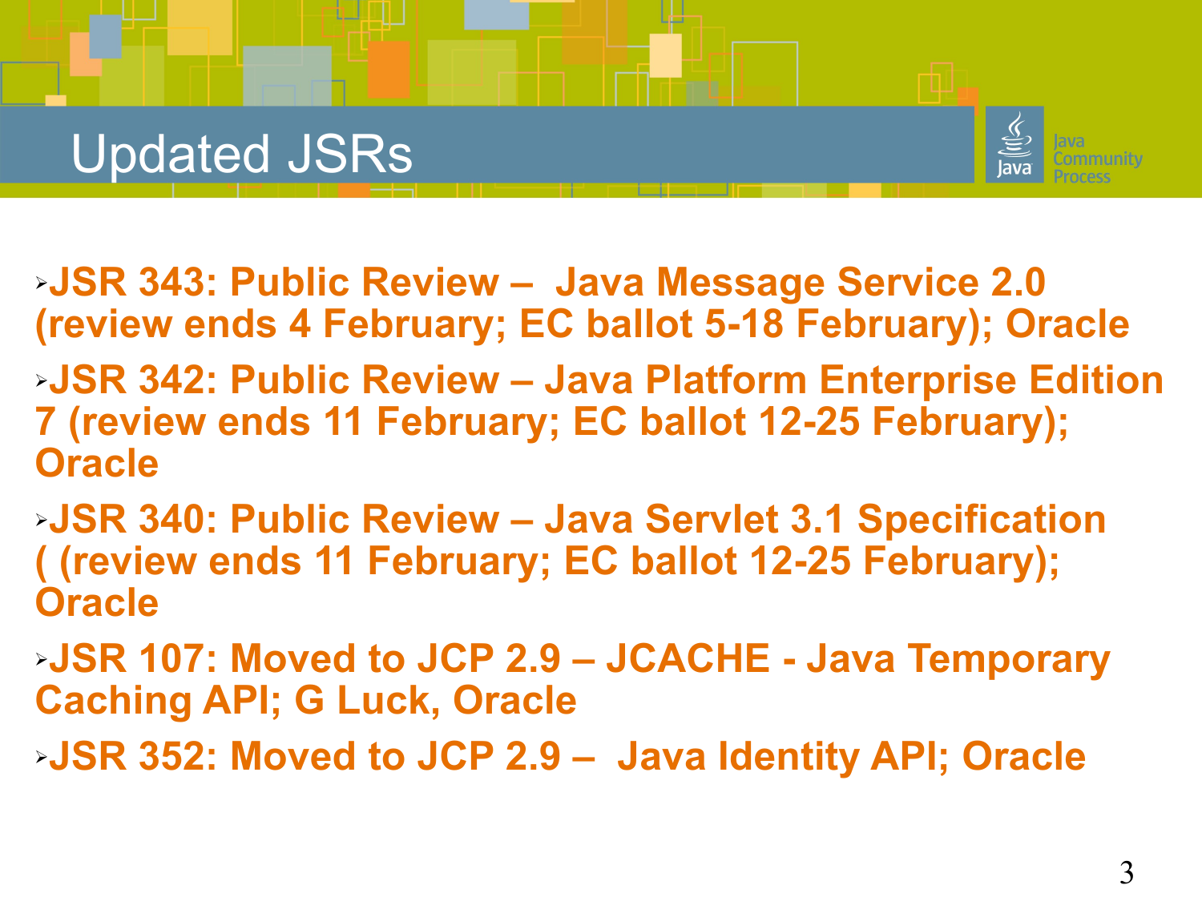# Updated JSRs

- **JSR 343: Public Review – Java Message Service 2.0 (review ends 4 February; EC ballot 5-18 February); Oracle**
- **JSR 342: Public Review – Java Platform Enterprise Edition 7 (review ends 11 February; EC ballot 12-25 February); Oracle**
- **JSR 340: Public Review – Java Servlet 3.1 Specification ( (review ends 11 February; EC ballot 12-25 February); Oracle**
- **JSR 107: Moved to JCP 2.9 – JCACHE - Java Temporary Caching API; G Luck, Oracle**
- **JSR 352: Moved to JCP 2.9 – Java Identity API; Oracle**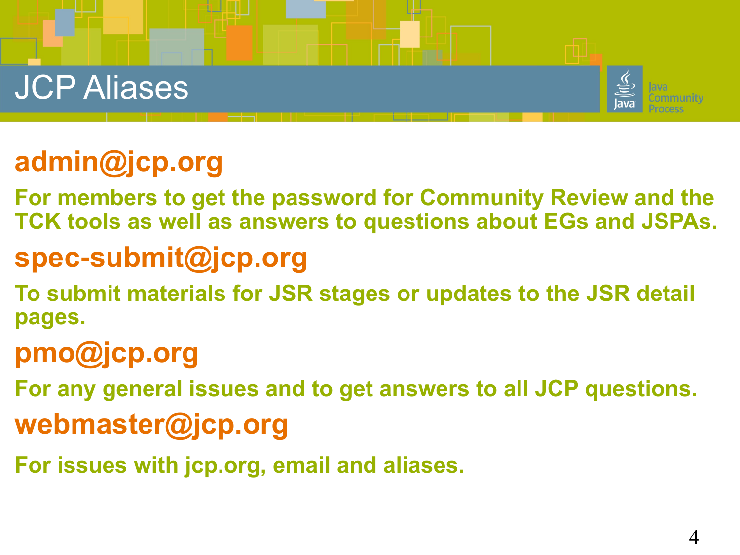# JCP Aliases

## admin@jcp.org

**For members to get the password for Community Review and the TCK tools as well as answers to questions about EGs and JSPAs.**

## spec-submit@jcp.org

**To submit materials for JSR stages or updates to the JSR detail pages.**

## pmo@jcp.org

**For any general issues and to get answers to all JCP questions.**

## webmaster@jcp.org

**For issues with jcp.org, email and aliases.**